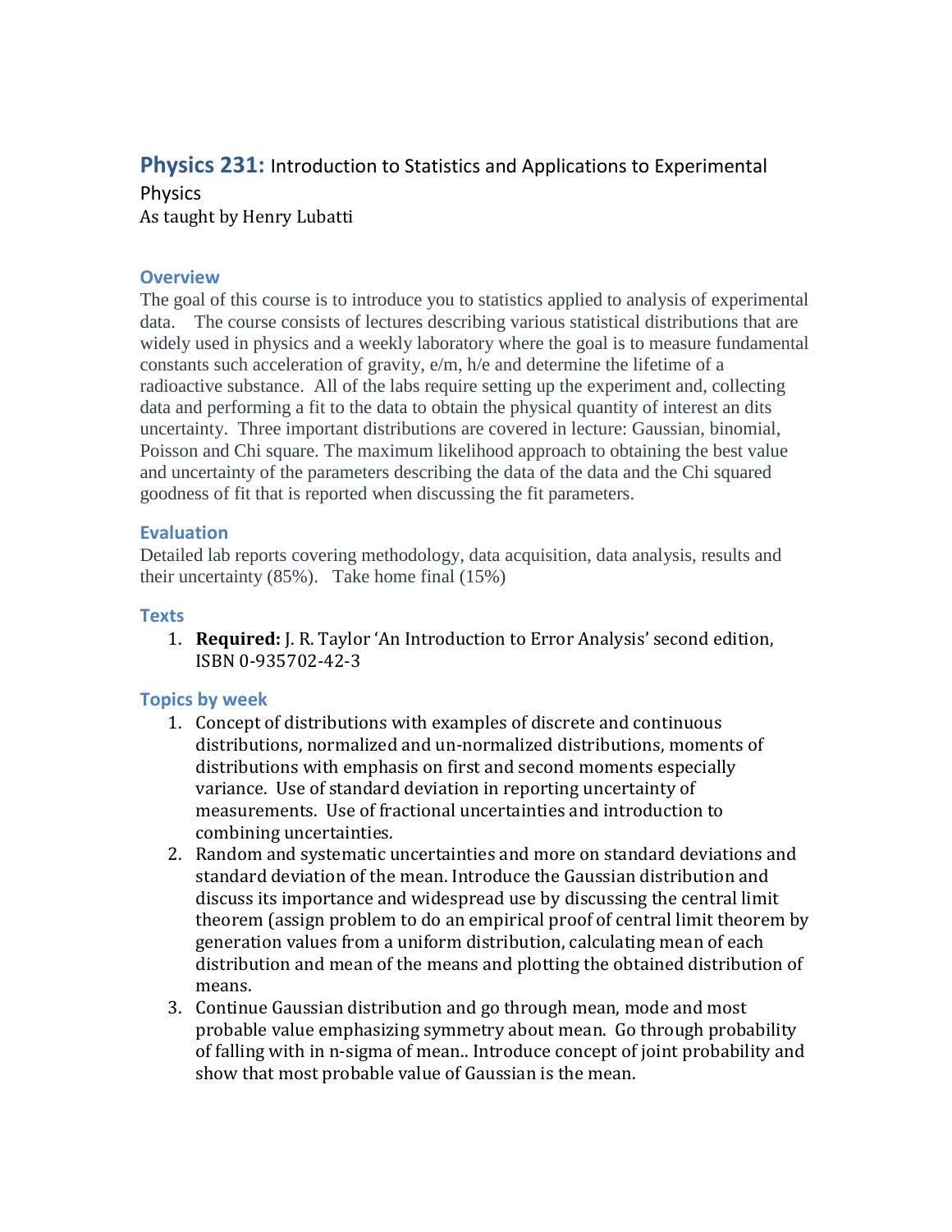# **Physics 231:** Introduction to Statistics and Applications to Experimental Physics

As taught by Henry Lubatti

## Overview

The goal of this course is to introduce you to statistics applied to analysis of experimental data. The course consists of lectures describing various statistical distributions that are widely used in physics and a weekly laboratory where the goal is to measure fundamental constants such acceleration of gravity, e/m, h/e and determine the lifetime of a radioactive substance. All of the labs require setting up the experiment and, collecting data and performing a fit to the data to obtain the physical quantity of interest an dits uncertainty. Three important distributions are covered in lecture: Gaussian, binomial, Poisson and Chi square. The maximum likelihood approach to obtaining the best value and uncertainty of the parameters describing the data of the data and the Chi squared goodness of fit that is reported when discussing the fit parameters.

## Evaluation

Detailed lab reports covering methodology, data acquisition, data analysis, results and their uncertainty (85%). Take home final (15%)

## Texts

1. **Required:** J. R. Taylor 'An Introduction to Error Analysis' second edition, ISBN 0-935702-42-3

## Topics by week

1. Concept of distributions with examples of discrete and continuous distributions, normalized and un-normalized distributions, moments of distributions with emphasis on first and second moments especially variance. Use of standard deviation in reporting uncertainty of measurements. Use of fractional uncertainties and introduction to combining uncertainties.
2. Random and systematic uncertainties and more on standard deviations and standard deviation of the mean. Introduce the Gaussian distribution and discuss its importance and widespread use by discussing the central limit theorem (assign problem to do an empirical proof of central limit theorem by generation values from a uniform distribution, calculating mean of each distribution and mean of the means and plotting the obtained distribution of means.
3. Continue Gaussian distribution and go through mean, mode and most probable value emphasizing symmetry about mean. Go through probability of falling with in n-sigma of mean.. Introduce concept of joint probability and show that most probable value of Gaussian is the mean.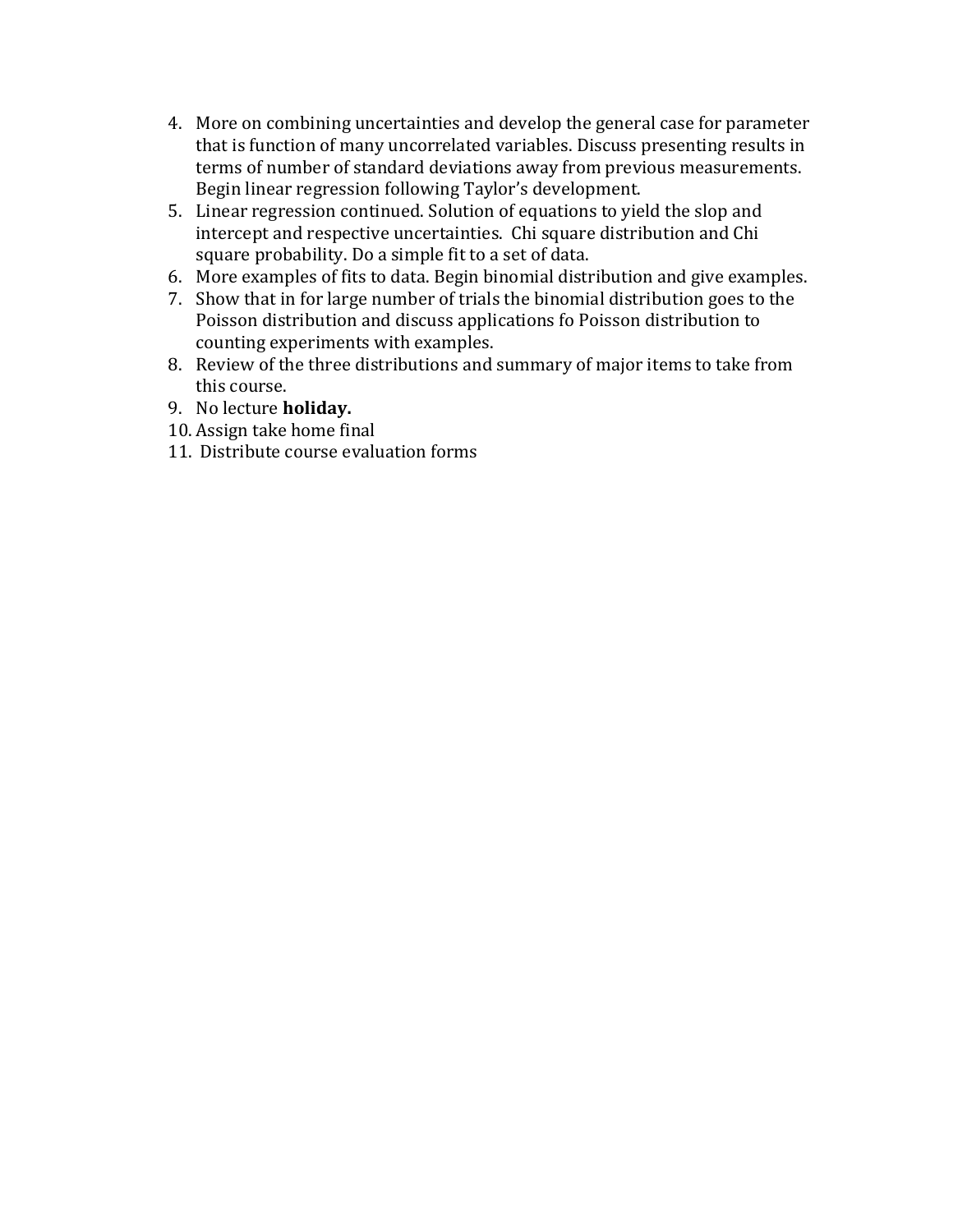4. More on combining uncertainties and develop the general case for parameter that is function of many uncorrelated variables. Discuss presenting results in terms of number of standard deviations away from previous measurements. Begin linear regression following Taylor's development.
5. Linear regression continued. Solution of equations to yield the slop and intercept and respective uncertainties. Chi square distribution and Chi square probability. Do a simple fit to a set of data.
6. More examples of fits to data. Begin binomial distribution and give examples.
7. Show that in for large number of trials the binomial distribution goes to the Poisson distribution and discuss applications fo Poisson distribution to counting experiments with examples.
8. Review of the three distributions and summary of major items to take from this course.
9. No lecture **holiday.**
10. Assign take home final
11. Distribute course evaluation forms